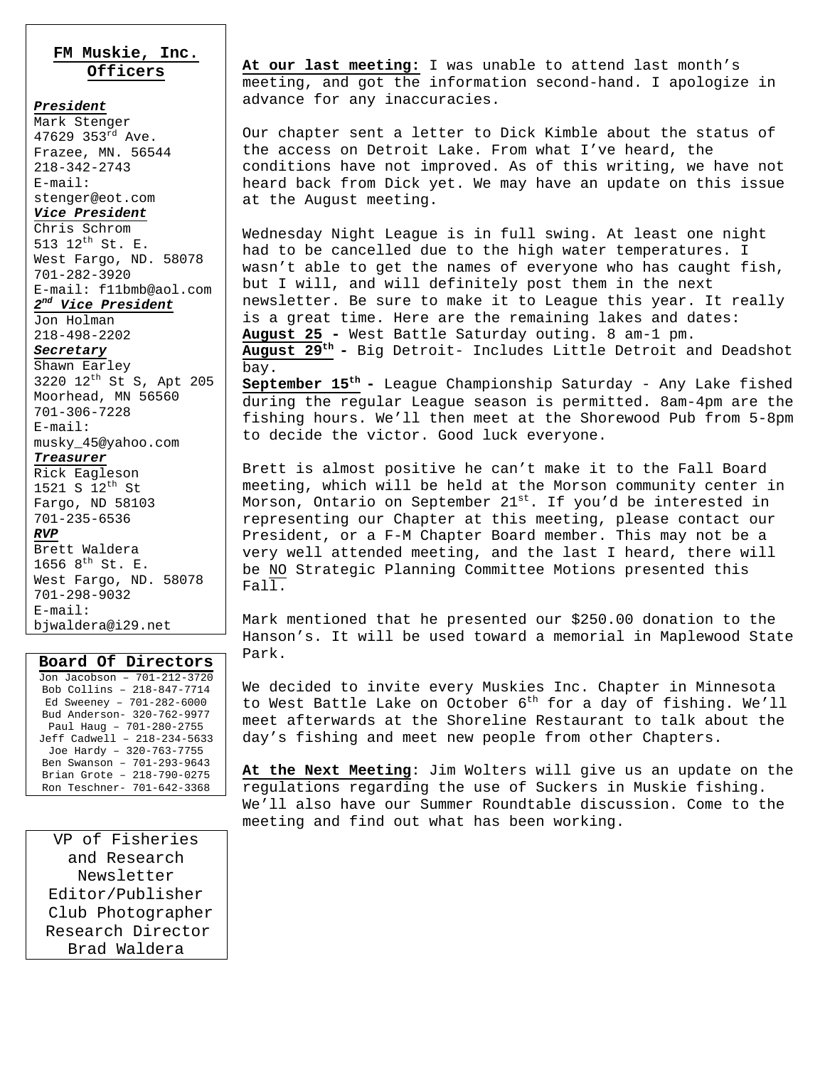## FM Muskie, Inc. Officers

***President***
Mark Stenger
47629 353rd Ave.
Frazee, MN. 56544
218-342-2743
E-mail:
stenger@eot.com

***Vice President***
Chris Schrom
513 12th St. E.
West Fargo, ND. 58078
701-282-3920
E-mail: f11bmb@aol.com

***2nd Vice President***
Jon Holman
218-498-2202

***Secretary***
Shawn Earley
3220 12th St S, Apt 205
Moorhead, MN 56560
701-306-7228
E-mail:
musky_45@yahoo.com

***Treasurer***
Rick Eagleson
1521 S 12th St
Fargo, ND 58103
701-235-6536

***RVP***
Brett Waldera
1656 8th St. E.
West Fargo, ND. 58078
701-298-9032
E-mail:
bjwaldera@i29.net

## Board Of Directors

Jon Jacobson – 701-212-3720
Bob Collins – 218-847-7714
Ed Sweeney – 701-282-6000
Bud Anderson- 320-762-9977
Paul Haug – 701-280-2755
Jeff Cadwell – 218-234-5633
Joe Hardy – 320-763-7755
Ben Swanson – 701-293-9643
Brian Grote – 218-790-0275
Ron Teschner- 701-642-3368

VP of Fisheries and Research
Newsletter Editor/Publisher
Club Photographer
Research Director
Brad Waldera

**At our last meeting:** I was unable to attend last month's meeting, and got the information second-hand. I apologize in advance for any inaccuracies.

Our chapter sent a letter to Dick Kimble about the status of the access on Detroit Lake. From what I've heard, the conditions have not improved. As of this writing, we have not heard back from Dick yet. We may have an update on this issue at the August meeting.

Wednesday Night League is in full swing. At least one night had to be cancelled due to the high water temperatures. I wasn't able to get the names of everyone who has caught fish, but I will, and will definitely post them in the next newsletter. Be sure to make it to League this year. It really is a great time. Here are the remaining lakes and dates:
**August 25 -** West Battle Saturday outing. 8 am-1 pm.
**August 29th -** Big Detroit- Includes Little Detroit and Deadshot bay.
**September 15th -** League Championship Saturday - Any Lake fished during the regular League season is permitted. 8am-4pm are the fishing hours. We'll then meet at the Shorewood Pub from 5-8pm to decide the victor. Good luck everyone.

Brett is almost positive he can't make it to the Fall Board meeting, which will be held at the Morson community center in Morson, Ontario on September 21st. If you'd be interested in representing our Chapter at this meeting, please contact our President, or a F-M Chapter Board member. This may not be a very well attended meeting, and the last I heard, there will be NO Strategic Planning Committee Motions presented this Fall.

Mark mentioned that he presented our $250.00 donation to the Hanson's. It will be used toward a memorial in Maplewood State Park.

We decided to invite every Muskies Inc. Chapter in Minnesota to West Battle Lake on October 6th for a day of fishing. We'll meet afterwards at the Shoreline Restaurant to talk about the day's fishing and meet new people from other Chapters.

**At the Next Meeting**: Jim Wolters will give us an update on the regulations regarding the use of Suckers in Muskie fishing. We'll also have our Summer Roundtable discussion. Come to the meeting and find out what has been working.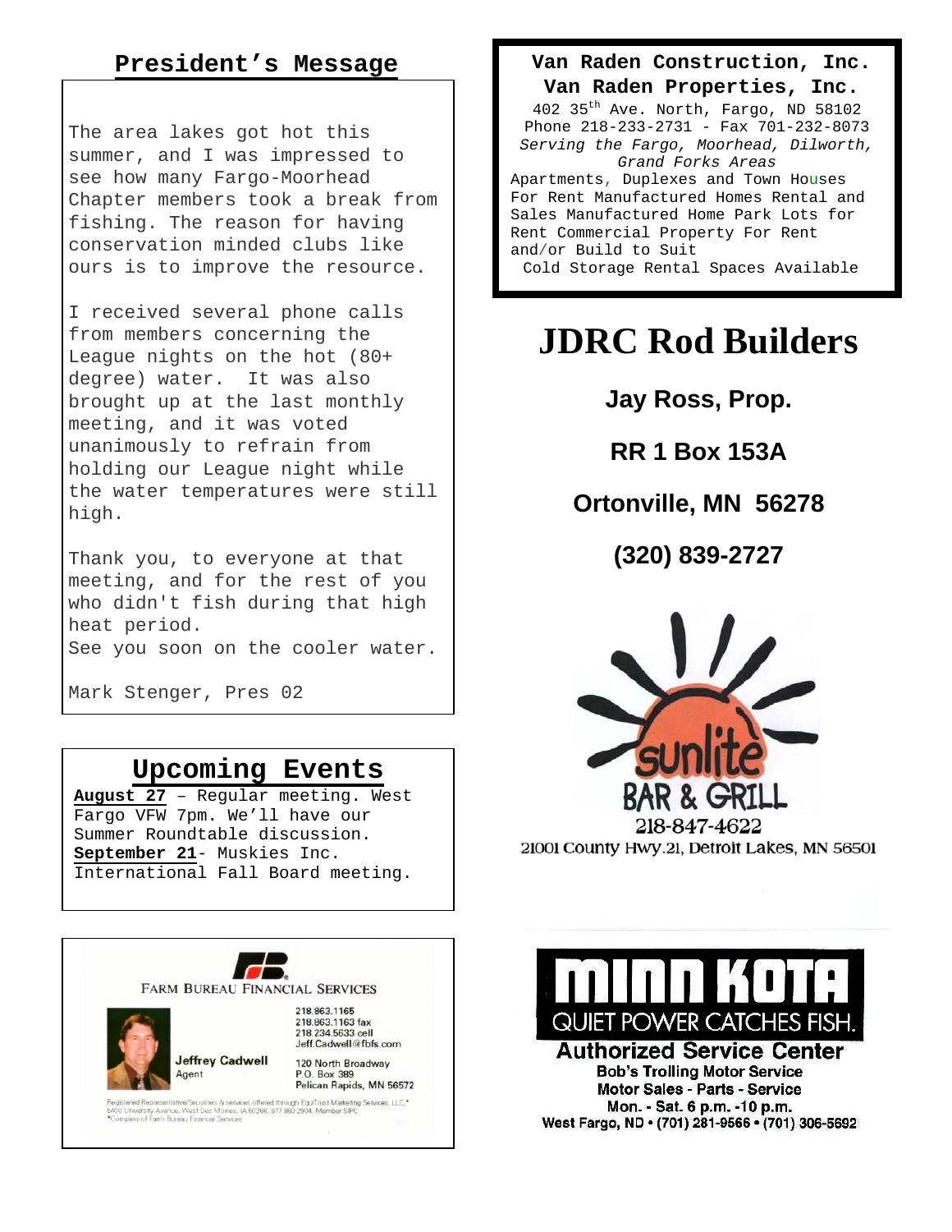## President's Message

The area lakes got hot this summer, and I was impressed to see how many Fargo-Moorhead Chapter members took a break from fishing. The reason for having conservation minded clubs like ours is to improve the resource.

I received several phone calls from members concerning the League nights on the hot (80+ degree) water. It was also brought up at the last monthly meeting, and it was voted unanimously to refrain from holding our League night while the water temperatures were still high.

Thank you, to everyone at that meeting, and for the rest of you who didn't fish during that high heat period.
See you soon on the cooler water.

Mark Stenger, Pres 02

## Upcoming Events

**August 27** – Regular meeting. West Fargo VFW 7pm. We'll have our Summer Roundtable discussion.
**September 21**- Muskies Inc. International Fall Board meeting.

FARM BUREAU FINANCIAL SERVICES

Jeffrey Cadwell
Agent

218.863.1165
218.863.1163 fax
218.234.5633 cell
Jeff.Cadwell@fbfs.com

120 North Broadway
P.O. Box 389
Pelican Rapids, MN 56572

Registered Representative/Securities & services offered through EquiTrust Marketing Services, LLC,* 5400 University Avenue, West Des Moines, IA 50266, 877 860 2904, Member SIPC
*Company of Farm Bureau Financial Services

**Van Raden Construction, Inc.**
**Van Raden Properties, Inc.**
402 35th Ave. North, Fargo, ND 58102
Phone 218-233-2731 - Fax 701-232-8073
*Serving the Fargo, Moorhead, Dilworth, Grand Forks Areas*
Apartments, Duplexes and Town Houses For Rent Manufactured Homes Rental and Sales Manufactured Home Park Lots for Rent Commercial Property For Rent and/or Build to Suit
Cold Storage Rental Spaces Available

# JDRC Rod Builders

**Jay Ross, Prop.**

**RR 1 Box 153A**

**Ortonville, MN 56278**

**(320) 839-2727**

sunlite BAR & GRILL
218-847-4622
21001 County Hwy.21, Detroit Lakes, MN 56501

MINN KOTA
QUIET POWER CATCHES FISH.
**Authorized Service Center**
**Bob's Trolling Motor Service**
**Motor Sales - Parts - Service**
**Mon. - Sat. 6 p.m. -10 p.m.**
**West Fargo, ND • (701) 281-9566 • (701) 306-5692**